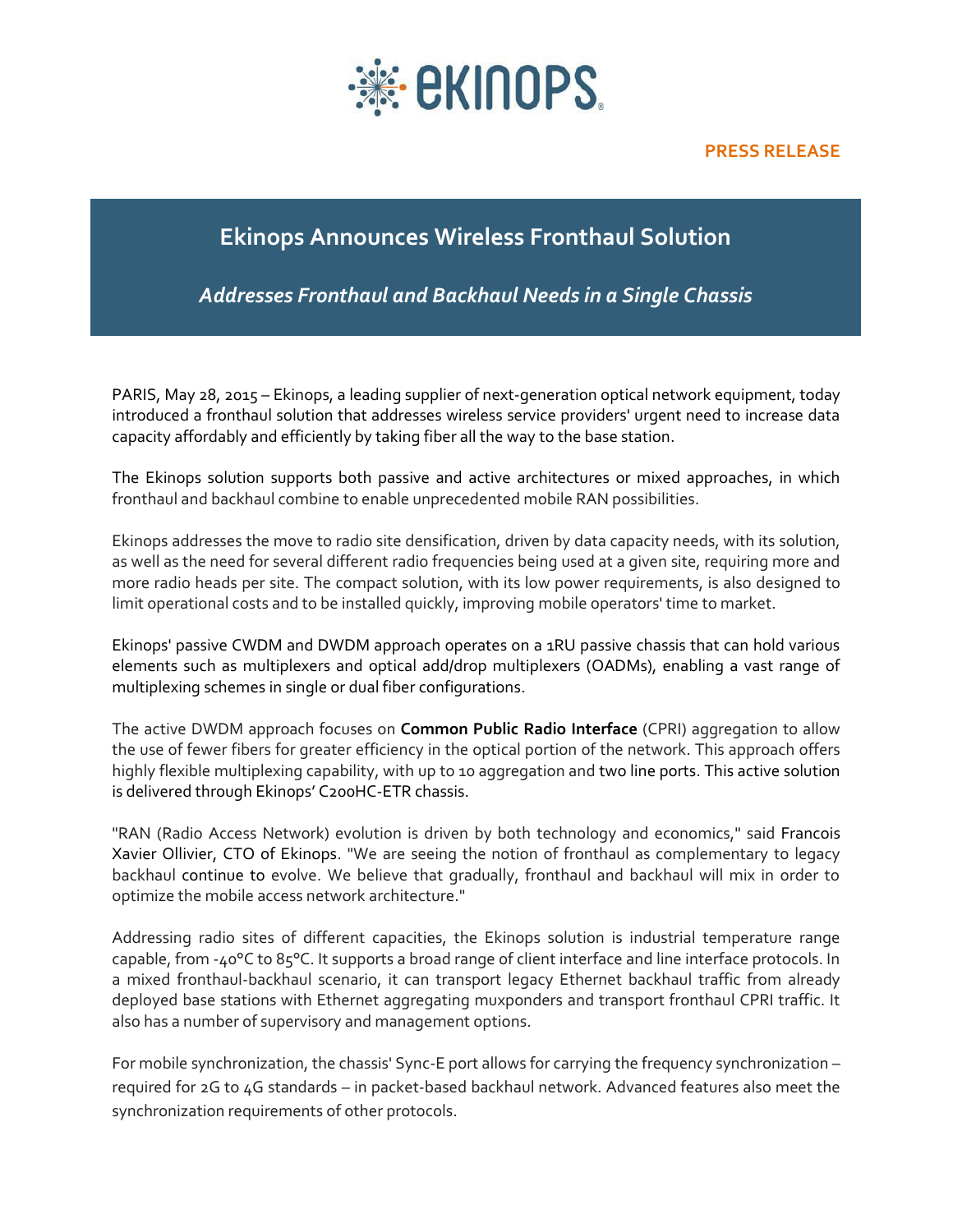**PRESS RELEASE**

# Ekinops Announces Wireless Fronthaul Solution

## *Addresses Fronthaul and Backhaul Needs in a Single Chassis*

PARIS, May 28, 2015 – Ekinops, a leading supplier of next-generation optical network equipment, today introduced a fronthaul solution that addresses wireless service providers' urgent need to increase data capacity affordably and efficiently by taking fiber all the way to the base station.

The Ekinops solution supports both passive and active architectures or mixed approaches, in which fronthaul and backhaul combine to enable unprecedented mobile RAN possibilities.

Ekinops addresses the move to radio site densification, driven by data capacity needs, with its solution, as well as the need for several different radio frequencies being used at a given site, requiring more and more radio heads per site. The compact solution, with its low power requirements, is also designed to limit operational costs and to be installed quickly, improving mobile operators' time to market.

Ekinops' passive CWDM and DWDM approach operates on a 1RU passive chassis that can hold various elements such as multiplexers and optical add/drop multiplexers (OADMs), enabling a vast range of multiplexing schemes in single or dual fiber configurations.

The active DWDM approach focuses on **Common Public Radio Interface** (CPRI) aggregation to allow the use of fewer fibers for greater efficiency in the optical portion of the network. This approach offers highly flexible multiplexing capability, with up to 10 aggregation and two line ports. This active solution is delivered through Ekinops' C200HC-ETR chassis.

"RAN (Radio Access Network) evolution is driven by both technology and economics," said Francois Xavier Ollivier, CTO of Ekinops. "We are seeing the notion of fronthaul as complementary to legacy backhaul continue to evolve. We believe that gradually, fronthaul and backhaul will mix in order to optimize the mobile access network architecture."

Addressing radio sites of different capacities, the Ekinops solution is industrial temperature range capable, from -40°C to 85°C. It supports a broad range of client interface and line interface protocols. In a mixed fronthaul-backhaul scenario, it can transport legacy Ethernet backhaul traffic from already deployed base stations with Ethernet aggregating muxponders and transport fronthaul CPRI traffic. It also has a number of supervisory and management options.

For mobile synchronization, the chassis' Sync-E port allows for carrying the frequency synchronization – required for 2G to 4G standards – in packet-based backhaul network. Advanced features also meet the synchronization requirements of other protocols.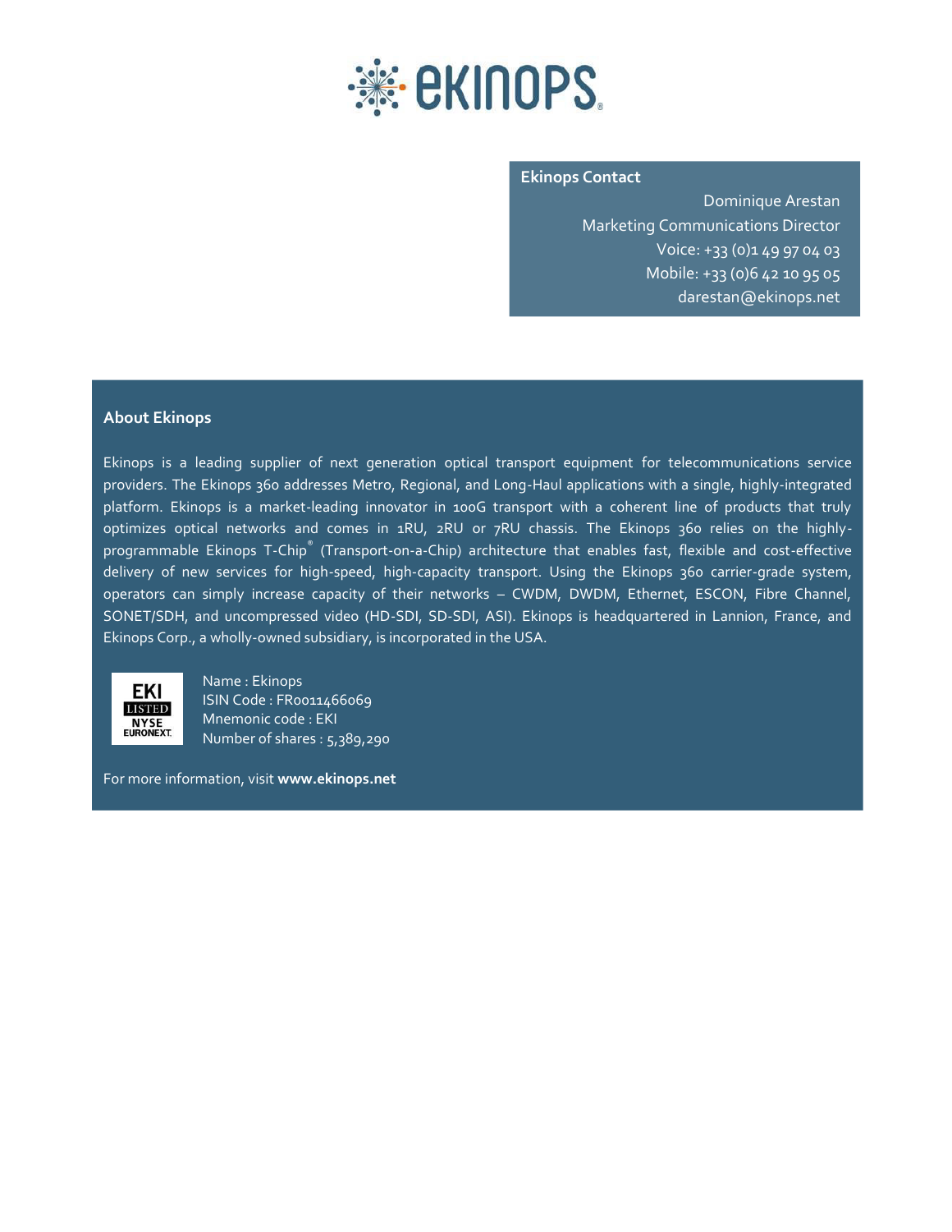**Ekinops Contact**

Dominique Arestan
Marketing Communications Director
Voice: +33 (0)1 49 97 04 03
Mobile: +33 (0)6 42 10 95 05
darestan@ekinops.net

## About Ekinops

Ekinops is a leading supplier of next generation optical transport equipment for telecommunications service providers. The Ekinops 360 addresses Metro, Regional, and Long-Haul applications with a single, highly-integrated platform. Ekinops is a market-leading innovator in 100G transport with a coherent line of products that truly optimizes optical networks and comes in 1RU, 2RU or 7RU chassis. The Ekinops 360 relies on the highly-programmable Ekinops T-Chip® (Transport-on-a-Chip) architecture that enables fast, flexible and cost-effective delivery of new services for high-speed, high-capacity transport. Using the Ekinops 360 carrier-grade system, operators can simply increase capacity of their networks – CWDM, DWDM, Ethernet, ESCON, Fibre Channel, SONET/SDH, and uncompressed video (HD-SDI, SD-SDI, ASI). Ekinops is headquartered in Lannion, France, and Ekinops Corp., a wholly-owned subsidiary, is incorporated in the USA.

EKI LISTED NYSE EURONEXT

Name : Ekinops
ISIN Code : FR0011466069
Mnemonic code : EKI
Number of shares : 5,389,290

For more information, visit **www.ekinops.net**